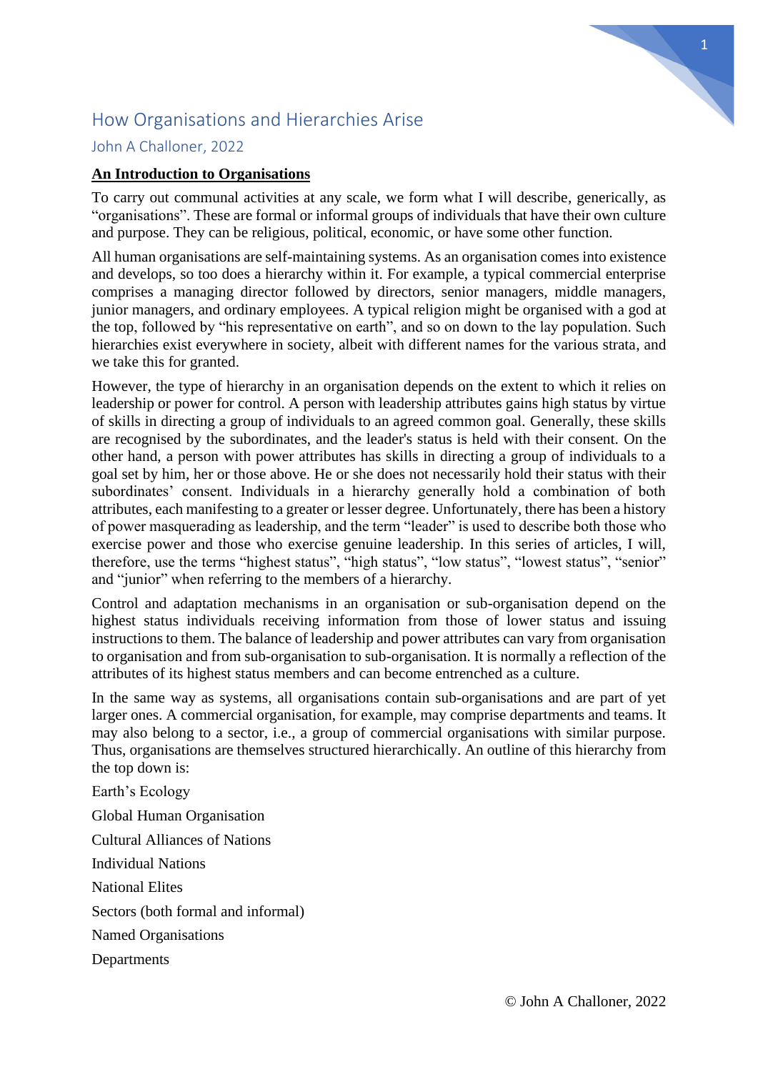# How Organisations and Hierarchies Arise

John A Challoner, 2022

**An Introduction to Organisations**

To carry out communal activities at any scale, we form what I will describe, generically, as "organisations". These are formal or informal groups of individuals that have their own culture and purpose. They can be religious, political, economic, or have some other function.

All human organisations are self-maintaining systems. As an organisation comes into existence and develops, so too does a hierarchy within it. For example, a typical commercial enterprise comprises a managing director followed by directors, senior managers, middle managers, junior managers, and ordinary employees. A typical religion might be organised with a god at the top, followed by "his representative on earth", and so on down to the lay population. Such hierarchies exist everywhere in society, albeit with different names for the various strata, and we take this for granted.

However, the type of hierarchy in an organisation depends on the extent to which it relies on leadership or power for control. A person with leadership attributes gains high status by virtue of skills in directing a group of individuals to an agreed common goal. Generally, these skills are recognised by the subordinates, and the leader's status is held with their consent. On the other hand, a person with power attributes has skills in directing a group of individuals to a goal set by him, her or those above. He or she does not necessarily hold their status with their subordinates' consent. Individuals in a hierarchy generally hold a combination of both attributes, each manifesting to a greater or lesser degree. Unfortunately, there has been a history of power masquerading as leadership, and the term "leader" is used to describe both those who exercise power and those who exercise genuine leadership. In this series of articles, I will, therefore, use the terms "highest status", "high status", "low status", "lowest status", "senior" and "junior" when referring to the members of a hierarchy.

Control and adaptation mechanisms in an organisation or sub-organisation depend on the highest status individuals receiving information from those of lower status and issuing instructions to them. The balance of leadership and power attributes can vary from organisation to organisation and from sub-organisation to sub-organisation. It is normally a reflection of the attributes of its highest status members and can become entrenched as a culture.

In the same way as systems, all organisations contain sub-organisations and are part of yet larger ones. A commercial organisation, for example, may comprise departments and teams. It may also belong to a sector, i.e., a group of commercial organisations with similar purpose. Thus, organisations are themselves structured hierarchically. An outline of this hierarchy from the top down is:

Earth's Ecology

Global Human Organisation

Cultural Alliances of Nations

Individual Nations

National Elites

Sectors (both formal and informal)

Named Organisations

Departments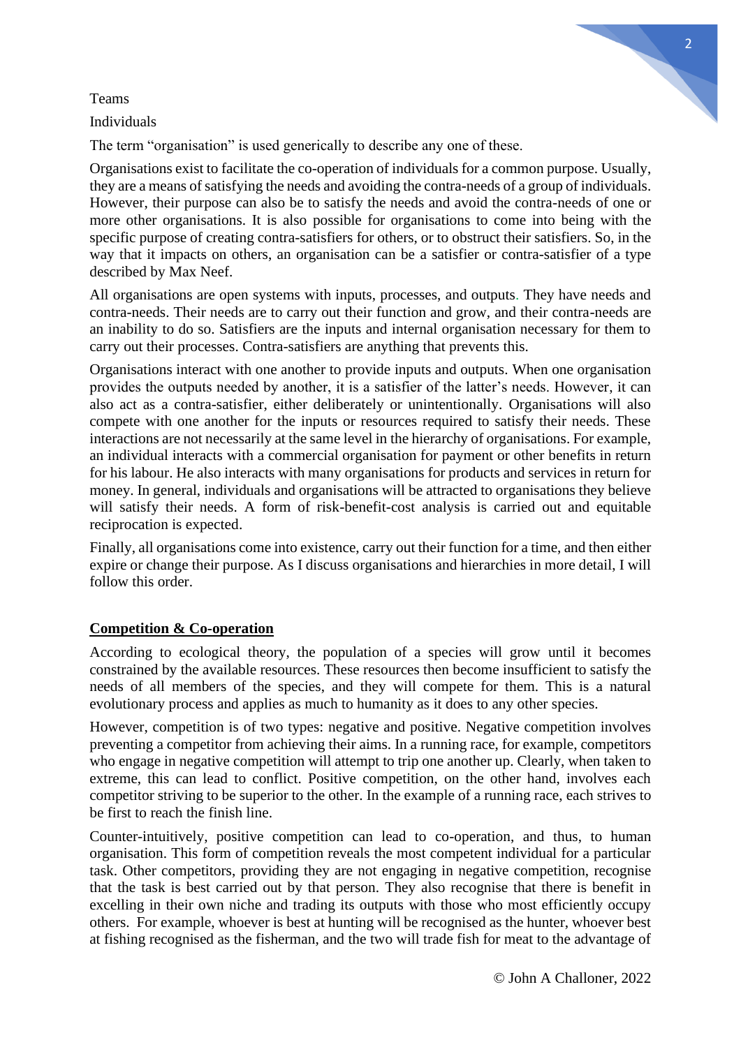Teams

Individuals

The term "organisation" is used generically to describe any one of these.

Organisations exist to facilitate the co-operation of individuals for a common purpose. Usually, they are a means of satisfying the needs and avoiding the contra-needs of a group of individuals. However, their purpose can also be to satisfy the needs and avoid the contra-needs of one or more other organisations. It is also possible for organisations to come into being with the specific purpose of creating contra-satisfiers for others, or to obstruct their satisfiers. So, in the way that it impacts on others, an organisation can be a satisfier or contra-satisfier of a type described by Max Neef.

All organisations are open systems with inputs, processes, and outputs. They have needs and contra-needs. Their needs are to carry out their function and grow, and their contra-needs are an inability to do so. Satisfiers are the inputs and internal organisation necessary for them to carry out their processes. Contra-satisfiers are anything that prevents this.

Organisations interact with one another to provide inputs and outputs. When one organisation provides the outputs needed by another, it is a satisfier of the latter's needs. However, it can also act as a contra-satisfier, either deliberately or unintentionally. Organisations will also compete with one another for the inputs or resources required to satisfy their needs. These interactions are not necessarily at the same level in the hierarchy of organisations. For example, an individual interacts with a commercial organisation for payment or other benefits in return for his labour. He also interacts with many organisations for products and services in return for money. In general, individuals and organisations will be attracted to organisations they believe will satisfy their needs. A form of risk-benefit-cost analysis is carried out and equitable reciprocation is expected.

Finally, all organisations come into existence, carry out their function for a time, and then either expire or change their purpose. As I discuss organisations and hierarchies in more detail, I will follow this order.

## **Competition & Co-operation**

According to ecological theory, the population of a species will grow until it becomes constrained by the available resources. These resources then become insufficient to satisfy the needs of all members of the species, and they will compete for them. This is a natural evolutionary process and applies as much to humanity as it does to any other species.

However, competition is of two types: negative and positive. Negative competition involves preventing a competitor from achieving their aims. In a running race, for example, competitors who engage in negative competition will attempt to trip one another up. Clearly, when taken to extreme, this can lead to conflict. Positive competition, on the other hand, involves each competitor striving to be superior to the other. In the example of a running race, each strives to be first to reach the finish line.

Counter-intuitively, positive competition can lead to co-operation, and thus, to human organisation. This form of competition reveals the most competent individual for a particular task. Other competitors, providing they are not engaging in negative competition, recognise that the task is best carried out by that person. They also recognise that there is benefit in excelling in their own niche and trading its outputs with those who most efficiently occupy others. For example, whoever is best at hunting will be recognised as the hunter, whoever best at fishing recognised as the fisherman, and the two will trade fish for meat to the advantage of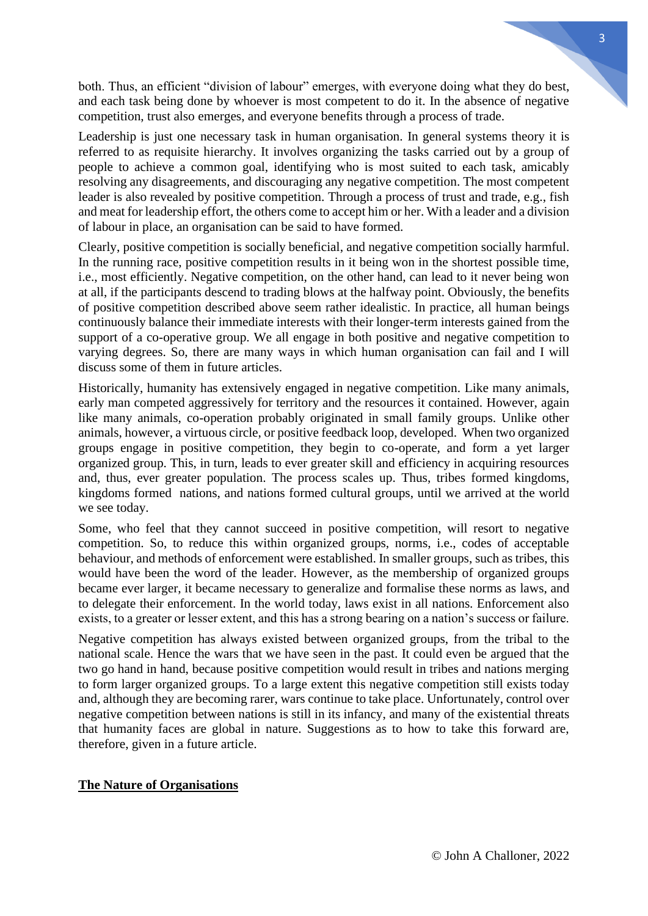both. Thus, an efficient "division of labour" emerges, with everyone doing what they do best, and each task being done by whoever is most competent to do it. In the absence of negative competition, trust also emerges, and everyone benefits through a process of trade.

Leadership is just one necessary task in human organisation. In general systems theory it is referred to as requisite hierarchy. It involves organizing the tasks carried out by a group of people to achieve a common goal, identifying who is most suited to each task, amicably resolving any disagreements, and discouraging any negative competition. The most competent leader is also revealed by positive competition. Through a process of trust and trade, e.g., fish and meat for leadership effort, the others come to accept him or her. With a leader and a division of labour in place, an organisation can be said to have formed.

Clearly, positive competition is socially beneficial, and negative competition socially harmful. In the running race, positive competition results in it being won in the shortest possible time, i.e., most efficiently. Negative competition, on the other hand, can lead to it never being won at all, if the participants descend to trading blows at the halfway point. Obviously, the benefits of positive competition described above seem rather idealistic. In practice, all human beings continuously balance their immediate interests with their longer-term interests gained from the support of a co-operative group. We all engage in both positive and negative competition to varying degrees. So, there are many ways in which human organisation can fail and I will discuss some of them in future articles.

Historically, humanity has extensively engaged in negative competition. Like many animals, early man competed aggressively for territory and the resources it contained. However, again like many animals, co-operation probably originated in small family groups. Unlike other animals, however, a virtuous circle, or positive feedback loop, developed. When two organized groups engage in positive competition, they begin to co-operate, and form a yet larger organized group. This, in turn, leads to ever greater skill and efficiency in acquiring resources and, thus, ever greater population. The process scales up. Thus, tribes formed kingdoms, kingdoms formed nations, and nations formed cultural groups, until we arrived at the world we see today.

Some, who feel that they cannot succeed in positive competition, will resort to negative competition. So, to reduce this within organized groups, norms, i.e., codes of acceptable behaviour, and methods of enforcement were established. In smaller groups, such as tribes, this would have been the word of the leader. However, as the membership of organized groups became ever larger, it became necessary to generalize and formalise these norms as laws, and to delegate their enforcement. In the world today, laws exist in all nations. Enforcement also exists, to a greater or lesser extent, and this has a strong bearing on a nation's success or failure.

Negative competition has always existed between organized groups, from the tribal to the national scale. Hence the wars that we have seen in the past. It could even be argued that the two go hand in hand, because positive competition would result in tribes and nations merging to form larger organized groups. To a large extent this negative competition still exists today and, although they are becoming rarer, wars continue to take place. Unfortunately, control over negative competition between nations is still in its infancy, and many of the existential threats that humanity faces are global in nature. Suggestions as to how to take this forward are, therefore, given in a future article.

## The Nature of Organisations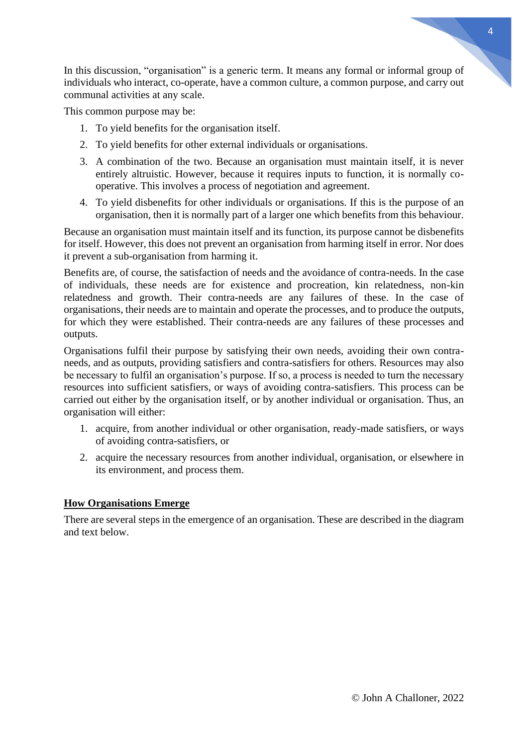In this discussion, "organisation" is a generic term. It means any formal or informal group of individuals who interact, co-operate, have a common culture, a common purpose, and carry out communal activities at any scale.

This common purpose may be:

1. To yield benefits for the organisation itself.
2. To yield benefits for other external individuals or organisations.
3. A combination of the two. Because an organisation must maintain itself, it is never entirely altruistic. However, because it requires inputs to function, it is normally co-operative. This involves a process of negotiation and agreement.
4. To yield disbenefits for other individuals or organisations. If this is the purpose of an organisation, then it is normally part of a larger one which benefits from this behaviour.

Because an organisation must maintain itself and its function, its purpose cannot be disbenefits for itself. However, this does not prevent an organisation from harming itself in error. Nor does it prevent a sub-organisation from harming it.

Benefits are, of course, the satisfaction of needs and the avoidance of contra-needs. In the case of individuals, these needs are for existence and procreation, kin relatedness, non-kin relatedness and growth. Their contra-needs are any failures of these. In the case of organisations, their needs are to maintain and operate the processes, and to produce the outputs, for which they were established. Their contra-needs are any failures of these processes and outputs.

Organisations fulfil their purpose by satisfying their own needs, avoiding their own contra-needs, and as outputs, providing satisfiers and contra-satisfiers for others. Resources may also be necessary to fulfil an organisation's purpose. If so, a process is needed to turn the necessary resources into sufficient satisfiers, or ways of avoiding contra-satisfiers. This process can be carried out either by the organisation itself, or by another individual or organisation. Thus, an organisation will either:

1. acquire, from another individual or other organisation, ready-made satisfiers, or ways of avoiding contra-satisfiers, or
2. acquire the necessary resources from another individual, organisation, or elsewhere in its environment, and process them.

## How Organisations Emerge

There are several steps in the emergence of an organisation. These are described in the diagram and text below.

© John A Challoner, 2022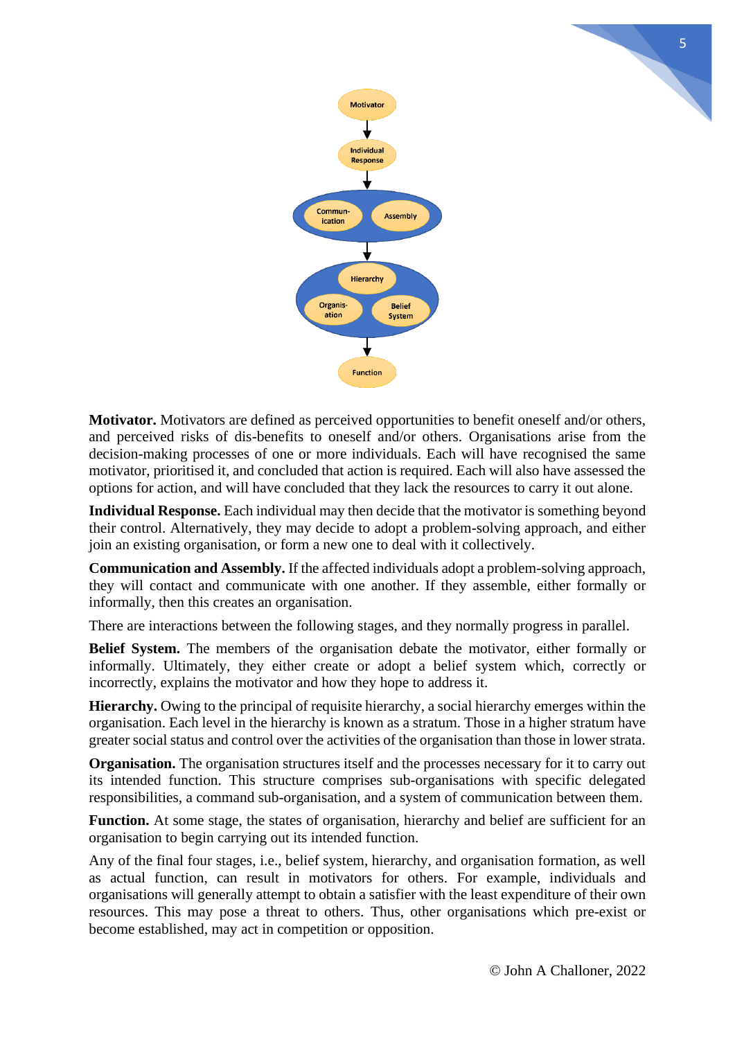**Motivator.** Motivators are defined as perceived opportunities to benefit oneself and/or others, and perceived risks of dis-benefits to oneself and/or others. Organisations arise from the decision-making processes of one or more individuals. Each will have recognised the same motivator, prioritised it, and concluded that action is required. Each will also have assessed the options for action, and will have concluded that they lack the resources to carry it out alone.

**Individual Response.** Each individual may then decide that the motivator is something beyond their control. Alternatively, they may decide to adopt a problem-solving approach, and either join an existing organisation, or form a new one to deal with it collectively.

**Communication and Assembly.** If the affected individuals adopt a problem-solving approach, they will contact and communicate with one another. If they assemble, either formally or informally, then this creates an organisation.

There are interactions between the following stages, and they normally progress in parallel.

**Belief System.** The members of the organisation debate the motivator, either formally or informally. Ultimately, they either create or adopt a belief system which, correctly or incorrectly, explains the motivator and how they hope to address it.

**Hierarchy.** Owing to the principal of requisite hierarchy, a social hierarchy emerges within the organisation. Each level in the hierarchy is known as a stratum. Those in a higher stratum have greater social status and control over the activities of the organisation than those in lower strata.

**Organisation.** The organisation structures itself and the processes necessary for it to carry out its intended function. This structure comprises sub-organisations with specific delegated responsibilities, a command sub-organisation, and a system of communication between them.

**Function.** At some stage, the states of organisation, hierarchy and belief are sufficient for an organisation to begin carrying out its intended function.

Any of the final four stages, i.e., belief system, hierarchy, and organisation formation, as well as actual function, can result in motivators for others. For example, individuals and organisations will generally attempt to obtain a satisfier with the least expenditure of their own resources. This may pose a threat to others. Thus, other organisations which pre-exist or become established, may act in competition or opposition.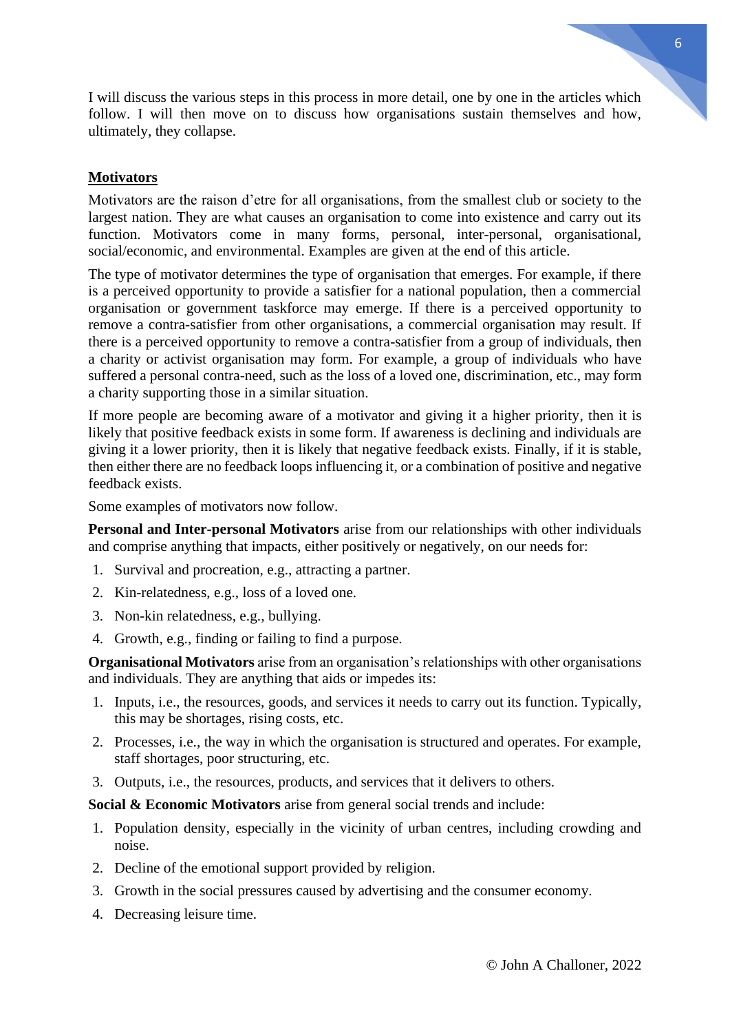I will discuss the various steps in this process in more detail, one by one in the articles which follow. I will then move on to discuss how organisations sustain themselves and how, ultimately, they collapse.

## Motivators

Motivators are the raison d'etre for all organisations, from the smallest club or society to the largest nation. They are what causes an organisation to come into existence and carry out its function. Motivators come in many forms, personal, inter-personal, organisational, social/economic, and environmental. Examples are given at the end of this article.

The type of motivator determines the type of organisation that emerges. For example, if there is a perceived opportunity to provide a satisfier for a national population, then a commercial organisation or government taskforce may emerge. If there is a perceived opportunity to remove a contra-satisfier from other organisations, a commercial organisation may result. If there is a perceived opportunity to remove a contra-satisfier from a group of individuals, then a charity or activist organisation may form. For example, a group of individuals who have suffered a personal contra-need, such as the loss of a loved one, discrimination, etc., may form a charity supporting those in a similar situation.

If more people are becoming aware of a motivator and giving it a higher priority, then it is likely that positive feedback exists in some form. If awareness is declining and individuals are giving it a lower priority, then it is likely that negative feedback exists. Finally, if it is stable, then either there are no feedback loops influencing it, or a combination of positive and negative feedback exists.

Some examples of motivators now follow.

**Personal and Inter-personal Motivators** arise from our relationships with other individuals and comprise anything that impacts, either positively or negatively, on our needs for:

1. Survival and procreation, e.g., attracting a partner.
2. Kin-relatedness, e.g., loss of a loved one.
3. Non-kin relatedness, e.g., bullying.
4. Growth, e.g., finding or failing to find a purpose.

**Organisational Motivators** arise from an organisation's relationships with other organisations and individuals. They are anything that aids or impedes its:

1. Inputs, i.e., the resources, goods, and services it needs to carry out its function. Typically, this may be shortages, rising costs, etc.
2. Processes, i.e., the way in which the organisation is structured and operates. For example, staff shortages, poor structuring, etc.
3. Outputs, i.e., the resources, products, and services that it delivers to others.

**Social & Economic Motivators** arise from general social trends and include:

1. Population density, especially in the vicinity of urban centres, including crowding and noise.
2. Decline of the emotional support provided by religion.
3. Growth in the social pressures caused by advertising and the consumer economy.
4. Decreasing leisure time.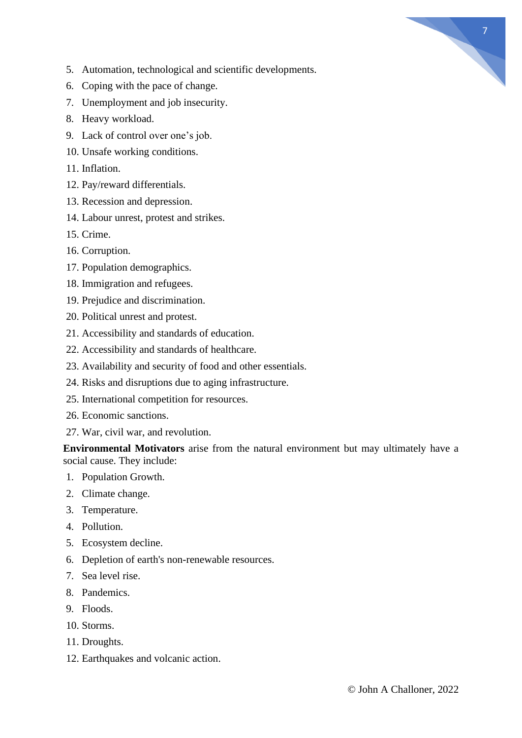5. Automation, technological and scientific developments.
6. Coping with the pace of change.
7. Unemployment and job insecurity.
8. Heavy workload.
9. Lack of control over one's job.
10. Unsafe working conditions.
11. Inflation.
12. Pay/reward differentials.
13. Recession and depression.
14. Labour unrest, protest and strikes.
15. Crime.
16. Corruption.
17. Population demographics.
18. Immigration and refugees.
19. Prejudice and discrimination.
20. Political unrest and protest.
21. Accessibility and standards of education.
22. Accessibility and standards of healthcare.
23. Availability and security of food and other essentials.
24. Risks and disruptions due to aging infrastructure.
25. International competition for resources.
26. Economic sanctions.
27. War, civil war, and revolution.

**Environmental Motivators** arise from the natural environment but may ultimately have a social cause. They include:

1. Population Growth.
2. Climate change.
3. Temperature.
4. Pollution.
5. Ecosystem decline.
6. Depletion of earth's non-renewable resources.
7. Sea level rise.
8. Pandemics.
9. Floods.
10. Storms.
11. Droughts.
12. Earthquakes and volcanic action.

© John A Challoner, 2022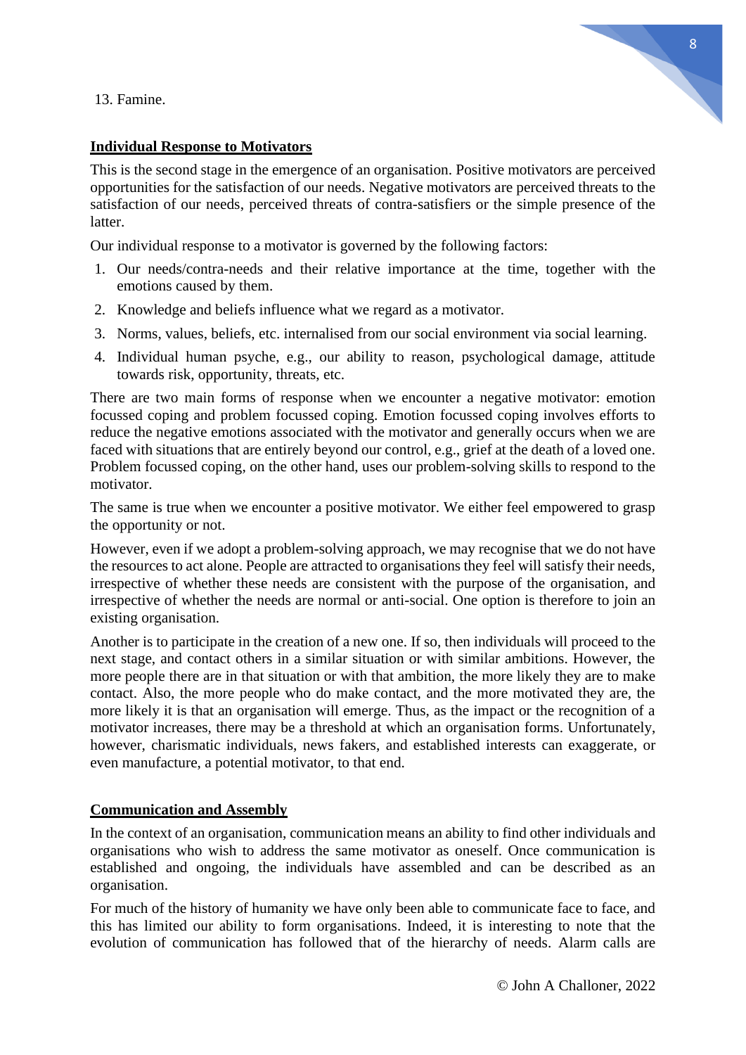13. Famine.

## Individual Response to Motivators

This is the second stage in the emergence of an organisation. Positive motivators are perceived opportunities for the satisfaction of our needs. Negative motivators are perceived threats to the satisfaction of our needs, perceived threats of contra-satisfiers or the simple presence of the latter.

Our individual response to a motivator is governed by the following factors:

1. Our needs/contra-needs and their relative importance at the time, together with the emotions caused by them.
2. Knowledge and beliefs influence what we regard as a motivator.
3. Norms, values, beliefs, etc. internalised from our social environment via social learning.
4. Individual human psyche, e.g., our ability to reason, psychological damage, attitude towards risk, opportunity, threats, etc.

There are two main forms of response when we encounter a negative motivator: emotion focussed coping and problem focussed coping. Emotion focussed coping involves efforts to reduce the negative emotions associated with the motivator and generally occurs when we are faced with situations that are entirely beyond our control, e.g., grief at the death of a loved one. Problem focussed coping, on the other hand, uses our problem-solving skills to respond to the motivator.

The same is true when we encounter a positive motivator. We either feel empowered to grasp the opportunity or not.

However, even if we adopt a problem-solving approach, we may recognise that we do not have the resources to act alone. People are attracted to organisations they feel will satisfy their needs, irrespective of whether these needs are consistent with the purpose of the organisation, and irrespective of whether the needs are normal or anti-social. One option is therefore to join an existing organisation.

Another is to participate in the creation of a new one. If so, then individuals will proceed to the next stage, and contact others in a similar situation or with similar ambitions. However, the more people there are in that situation or with that ambition, the more likely they are to make contact. Also, the more people who do make contact, and the more motivated they are, the more likely it is that an organisation will emerge. Thus, as the impact or the recognition of a motivator increases, there may be a threshold at which an organisation forms. Unfortunately, however, charismatic individuals, news fakers, and established interests can exaggerate, or even manufacture, a potential motivator, to that end.

## Communication and Assembly

In the context of an organisation, communication means an ability to find other individuals and organisations who wish to address the same motivator as oneself. Once communication is established and ongoing, the individuals have assembled and can be described as an organisation.

For much of the history of humanity we have only been able to communicate face to face, and this has limited our ability to form organisations. Indeed, it is interesting to note that the evolution of communication has followed that of the hierarchy of needs. Alarm calls are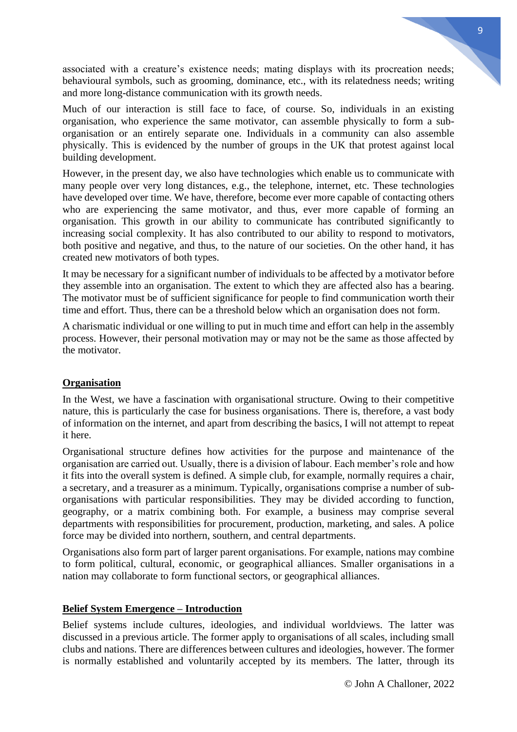associated with a creature's existence needs; mating displays with its procreation needs; behavioural symbols, such as grooming, dominance, etc., with its relatedness needs; writing and more long-distance communication with its growth needs.

Much of our interaction is still face to face, of course. So, individuals in an existing organisation, who experience the same motivator, can assemble physically to form a sub-organisation or an entirely separate one. Individuals in a community can also assemble physically. This is evidenced by the number of groups in the UK that protest against local building development.

However, in the present day, we also have technologies which enable us to communicate with many people over very long distances, e.g., the telephone, internet, etc. These technologies have developed over time. We have, therefore, become ever more capable of contacting others who are experiencing the same motivator, and thus, ever more capable of forming an organisation. This growth in our ability to communicate has contributed significantly to increasing social complexity. It has also contributed to our ability to respond to motivators, both positive and negative, and thus, to the nature of our societies. On the other hand, it has created new motivators of both types.

It may be necessary for a significant number of individuals to be affected by a motivator before they assemble into an organisation. The extent to which they are affected also has a bearing. The motivator must be of sufficient significance for people to find communication worth their time and effort. Thus, there can be a threshold below which an organisation does not form.

A charismatic individual or one willing to put in much time and effort can help in the assembly process. However, their personal motivation may or may not be the same as those affected by the motivator.

## Organisation

In the West, we have a fascination with organisational structure. Owing to their competitive nature, this is particularly the case for business organisations. There is, therefore, a vast body of information on the internet, and apart from describing the basics, I will not attempt to repeat it here.

Organisational structure defines how activities for the purpose and maintenance of the organisation are carried out. Usually, there is a division of labour. Each member's role and how it fits into the overall system is defined. A simple club, for example, normally requires a chair, a secretary, and a treasurer as a minimum. Typically, organisations comprise a number of sub-organisations with particular responsibilities. They may be divided according to function, geography, or a matrix combining both. For example, a business may comprise several departments with responsibilities for procurement, production, marketing, and sales. A police force may be divided into northern, southern, and central departments.

Organisations also form part of larger parent organisations. For example, nations may combine to form political, cultural, economic, or geographical alliances. Smaller organisations in a nation may collaborate to form functional sectors, or geographical alliances.

## Belief System Emergence – Introduction

Belief systems include cultures, ideologies, and individual worldviews. The latter was discussed in a previous article. The former apply to organisations of all scales, including small clubs and nations. There are differences between cultures and ideologies, however. The former is normally established and voluntarily accepted by its members. The latter, through its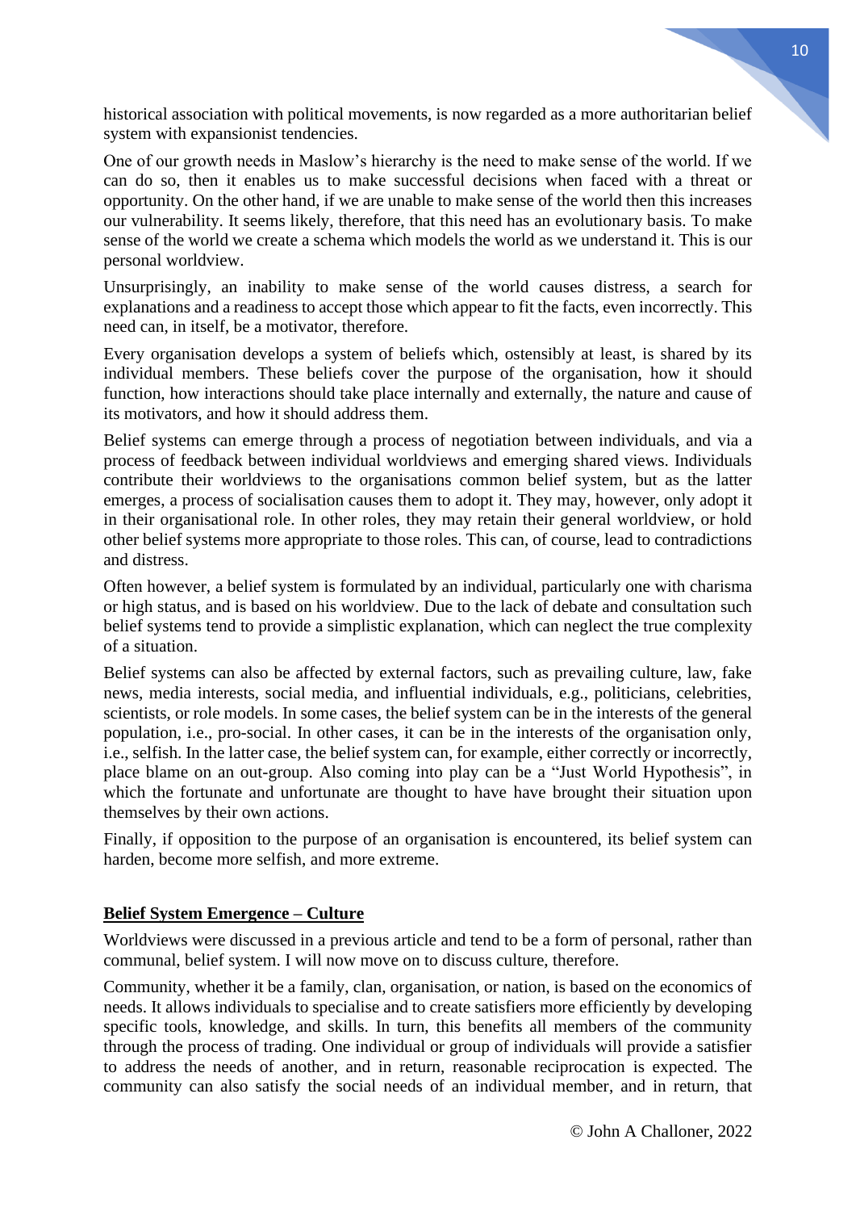historical association with political movements, is now regarded as a more authoritarian belief system with expansionist tendencies.

One of our growth needs in Maslow's hierarchy is the need to make sense of the world. If we can do so, then it enables us to make successful decisions when faced with a threat or opportunity. On the other hand, if we are unable to make sense of the world then this increases our vulnerability. It seems likely, therefore, that this need has an evolutionary basis. To make sense of the world we create a schema which models the world as we understand it. This is our personal worldview.

Unsurprisingly, an inability to make sense of the world causes distress, a search for explanations and a readiness to accept those which appear to fit the facts, even incorrectly. This need can, in itself, be a motivator, therefore.

Every organisation develops a system of beliefs which, ostensibly at least, is shared by its individual members. These beliefs cover the purpose of the organisation, how it should function, how interactions should take place internally and externally, the nature and cause of its motivators, and how it should address them.

Belief systems can emerge through a process of negotiation between individuals, and via a process of feedback between individual worldviews and emerging shared views. Individuals contribute their worldviews to the organisations common belief system, but as the latter emerges, a process of socialisation causes them to adopt it. They may, however, only adopt it in their organisational role. In other roles, they may retain their general worldview, or hold other belief systems more appropriate to those roles. This can, of course, lead to contradictions and distress.

Often however, a belief system is formulated by an individual, particularly one with charisma or high status, and is based on his worldview. Due to the lack of debate and consultation such belief systems tend to provide a simplistic explanation, which can neglect the true complexity of a situation.

Belief systems can also be affected by external factors, such as prevailing culture, law, fake news, media interests, social media, and influential individuals, e.g., politicians, celebrities, scientists, or role models. In some cases, the belief system can be in the interests of the general population, i.e., pro-social. In other cases, it can be in the interests of the organisation only, i.e., selfish. In the latter case, the belief system can, for example, either correctly or incorrectly, place blame on an out-group. Also coming into play can be a "Just World Hypothesis", in which the fortunate and unfortunate are thought to have have brought their situation upon themselves by their own actions.

Finally, if opposition to the purpose of an organisation is encountered, its belief system can harden, become more selfish, and more extreme.

## Belief System Emergence – Culture

Worldviews were discussed in a previous article and tend to be a form of personal, rather than communal, belief system. I will now move on to discuss culture, therefore.

Community, whether it be a family, clan, organisation, or nation, is based on the economics of needs. It allows individuals to specialise and to create satisfiers more efficiently by developing specific tools, knowledge, and skills. In turn, this benefits all members of the community through the process of trading. One individual or group of individuals will provide a satisfier to address the needs of another, and in return, reasonable reciprocation is expected. The community can also satisfy the social needs of an individual member, and in return, that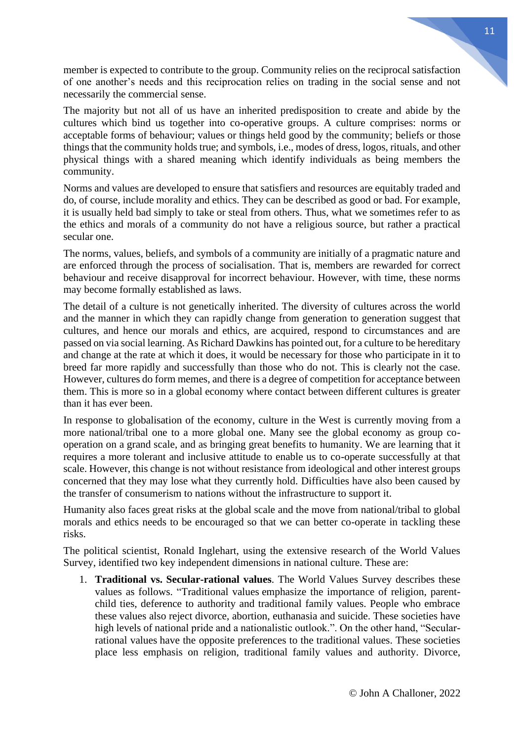member is expected to contribute to the group. Community relies on the reciprocal satisfaction of one another's needs and this reciprocation relies on trading in the social sense and not necessarily the commercial sense.

The majority but not all of us have an inherited predisposition to create and abide by the cultures which bind us together into co-operative groups. A culture comprises: norms or acceptable forms of behaviour; values or things held good by the community; beliefs or those things that the community holds true; and symbols, i.e., modes of dress, logos, rituals, and other physical things with a shared meaning which identify individuals as being members the community.

Norms and values are developed to ensure that satisfiers and resources are equitably traded and do, of course, include morality and ethics. They can be described as good or bad. For example, it is usually held bad simply to take or steal from others. Thus, what we sometimes refer to as the ethics and morals of a community do not have a religious source, but rather a practical secular one.

The norms, values, beliefs, and symbols of a community are initially of a pragmatic nature and are enforced through the process of socialisation. That is, members are rewarded for correct behaviour and receive disapproval for incorrect behaviour. However, with time, these norms may become formally established as laws.

The detail of a culture is not genetically inherited. The diversity of cultures across the world and the manner in which they can rapidly change from generation to generation suggest that cultures, and hence our morals and ethics, are acquired, respond to circumstances and are passed on via social learning. As Richard Dawkins has pointed out, for a culture to be hereditary and change at the rate at which it does, it would be necessary for those who participate in it to breed far more rapidly and successfully than those who do not. This is clearly not the case. However, cultures do form memes, and there is a degree of competition for acceptance between them. This is more so in a global economy where contact between different cultures is greater than it has ever been.

In response to globalisation of the economy, culture in the West is currently moving from a more national/tribal one to a more global one. Many see the global economy as group co-operation on a grand scale, and as bringing great benefits to humanity. We are learning that it requires a more tolerant and inclusive attitude to enable us to co-operate successfully at that scale. However, this change is not without resistance from ideological and other interest groups concerned that they may lose what they currently hold. Difficulties have also been caused by the transfer of consumerism to nations without the infrastructure to support it.

Humanity also faces great risks at the global scale and the move from national/tribal to global morals and ethics needs to be encouraged so that we can better co-operate in tackling these risks.

The political scientist, Ronald Inglehart, using the extensive research of the World Values Survey, identified two key independent dimensions in national culture. These are:

1. **Traditional vs. Secular-rational values**. The World Values Survey describes these values as follows. "Traditional values emphasize the importance of religion, parent-child ties, deference to authority and traditional family values. People who embrace these values also reject divorce, abortion, euthanasia and suicide. These societies have high levels of national pride and a nationalistic outlook.". On the other hand, "Secular-rational values have the opposite preferences to the traditional values. These societies place less emphasis on religion, traditional family values and authority. Divorce,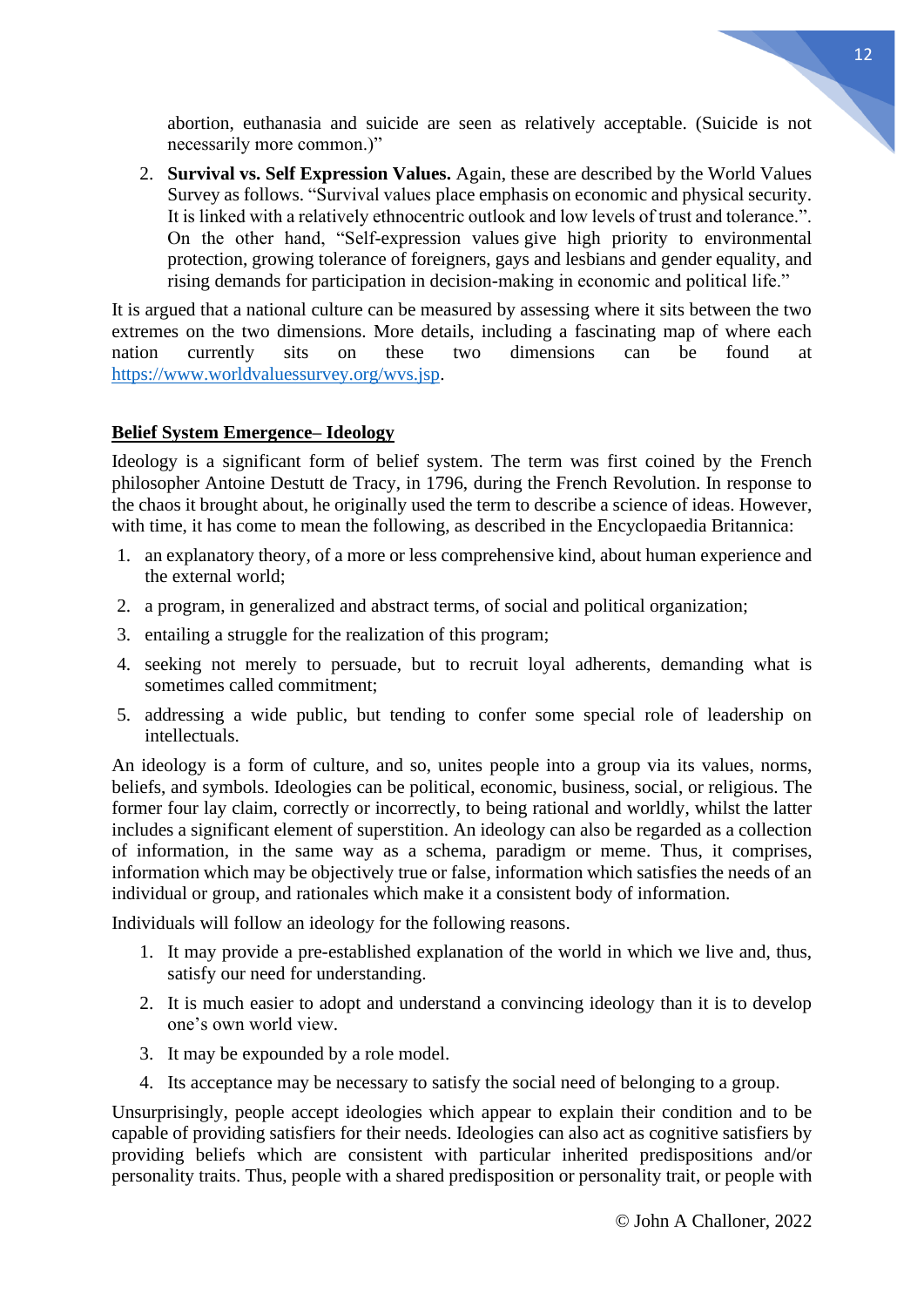abortion, euthanasia and suicide are seen as relatively acceptable. (Suicide is not necessarily more common.)"

2. **Survival vs. Self Expression Values.** Again, these are described by the World Values Survey as follows. "Survival values place emphasis on economic and physical security. It is linked with a relatively ethnocentric outlook and low levels of trust and tolerance.". On the other hand, "Self-expression values give high priority to environmental protection, growing tolerance of foreigners, gays and lesbians and gender equality, and rising demands for participation in decision-making in economic and political life."

It is argued that a national culture can be measured by assessing where it sits between the two extremes on the two dimensions. More details, including a fascinating map of where each nation currently sits on these two dimensions can be found at [https://www.worldvaluessurvey.org/wvs.jsp](https://www.worldvaluessurvey.org/wvs.jsp).

## Belief System Emergence– Ideology

Ideology is a significant form of belief system. The term was first coined by the French philosopher Antoine Destutt de Tracy, in 1796, during the French Revolution. In response to the chaos it brought about, he originally used the term to describe a science of ideas. However, with time, it has come to mean the following, as described in the Encyclopaedia Britannica:

1. an explanatory theory, of a more or less comprehensive kind, about human experience and the external world;
2. a program, in generalized and abstract terms, of social and political organization;
3. entailing a struggle for the realization of this program;
4. seeking not merely to persuade, but to recruit loyal adherents, demanding what is sometimes called commitment;
5. addressing a wide public, but tending to confer some special role of leadership on intellectuals.

An ideology is a form of culture, and so, unites people into a group via its values, norms, beliefs, and symbols. Ideologies can be political, economic, business, social, or religious. The former four lay claim, correctly or incorrectly, to being rational and worldly, whilst the latter includes a significant element of superstition. An ideology can also be regarded as a collection of information, in the same way as a schema, paradigm or meme. Thus, it comprises, information which may be objectively true or false, information which satisfies the needs of an individual or group, and rationales which make it a consistent body of information.

Individuals will follow an ideology for the following reasons.

1. It may provide a pre-established explanation of the world in which we live and, thus, satisfy our need for understanding.
2. It is much easier to adopt and understand a convincing ideology than it is to develop one's own world view.
3. It may be expounded by a role model.
4. Its acceptance may be necessary to satisfy the social need of belonging to a group.

Unsurprisingly, people accept ideologies which appear to explain their condition and to be capable of providing satisfiers for their needs. Ideologies can also act as cognitive satisfiers by providing beliefs which are consistent with particular inherited predispositions and/or personality traits. Thus, people with a shared predisposition or personality trait, or people with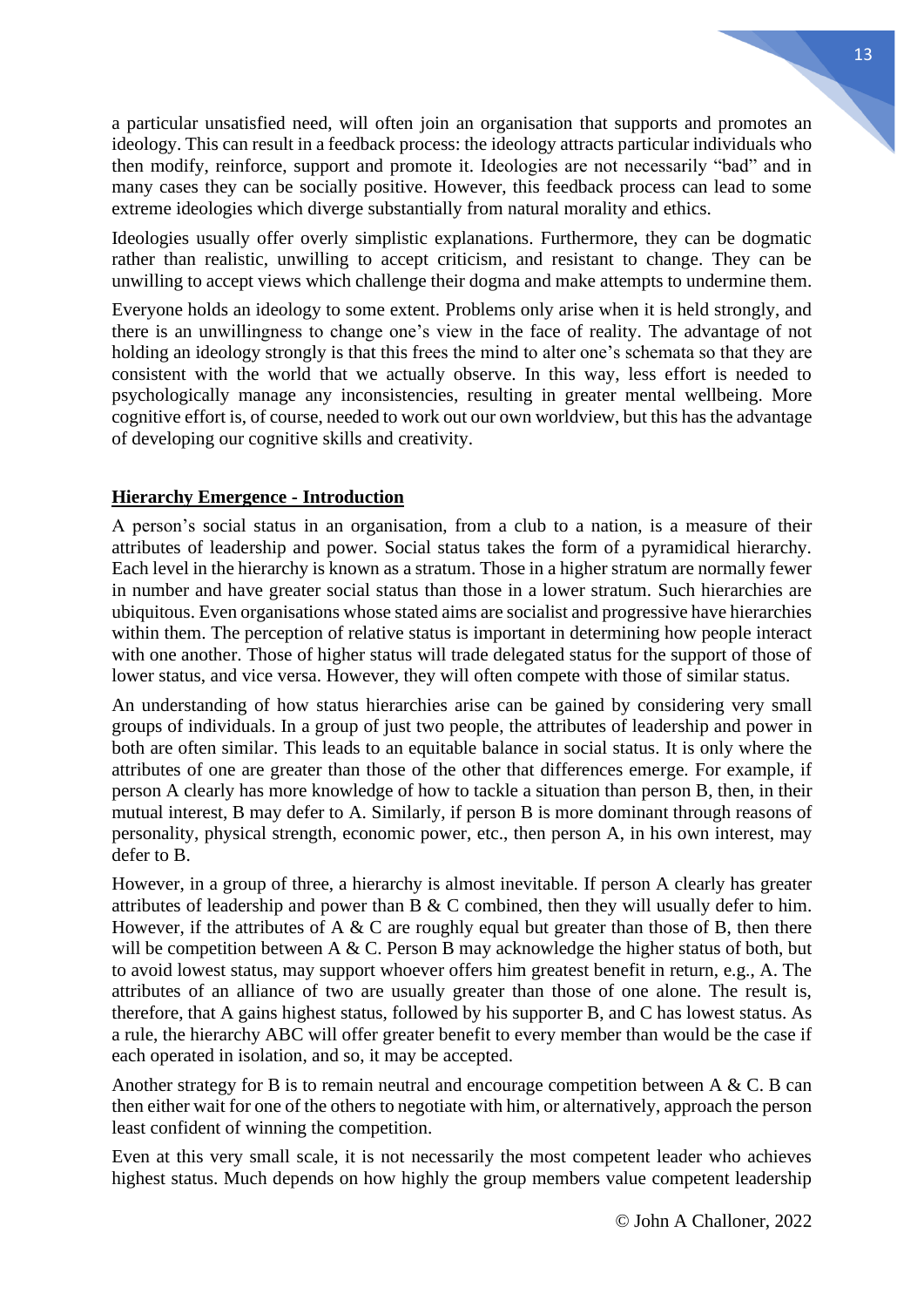a particular unsatisfied need, will often join an organisation that supports and promotes an ideology. This can result in a feedback process: the ideology attracts particular individuals who then modify, reinforce, support and promote it. Ideologies are not necessarily "bad" and in many cases they can be socially positive. However, this feedback process can lead to some extreme ideologies which diverge substantially from natural morality and ethics.

Ideologies usually offer overly simplistic explanations. Furthermore, they can be dogmatic rather than realistic, unwilling to accept criticism, and resistant to change. They can be unwilling to accept views which challenge their dogma and make attempts to undermine them.

Everyone holds an ideology to some extent. Problems only arise when it is held strongly, and there is an unwillingness to change one's view in the face of reality. The advantage of not holding an ideology strongly is that this frees the mind to alter one's schemata so that they are consistent with the world that we actually observe. In this way, less effort is needed to psychologically manage any inconsistencies, resulting in greater mental wellbeing. More cognitive effort is, of course, needed to work out our own worldview, but this has the advantage of developing our cognitive skills and creativity.

## Hierarchy Emergence - Introduction

A person's social status in an organisation, from a club to a nation, is a measure of their attributes of leadership and power. Social status takes the form of a pyramidical hierarchy. Each level in the hierarchy is known as a stratum. Those in a higher stratum are normally fewer in number and have greater social status than those in a lower stratum. Such hierarchies are ubiquitous. Even organisations whose stated aims are socialist and progressive have hierarchies within them. The perception of relative status is important in determining how people interact with one another. Those of higher status will trade delegated status for the support of those of lower status, and vice versa. However, they will often compete with those of similar status.

An understanding of how status hierarchies arise can be gained by considering very small groups of individuals. In a group of just two people, the attributes of leadership and power in both are often similar. This leads to an equitable balance in social status. It is only where the attributes of one are greater than those of the other that differences emerge. For example, if person A clearly has more knowledge of how to tackle a situation than person B, then, in their mutual interest, B may defer to A. Similarly, if person B is more dominant through reasons of personality, physical strength, economic power, etc., then person A, in his own interest, may defer to B.

However, in a group of three, a hierarchy is almost inevitable. If person A clearly has greater attributes of leadership and power than B & C combined, then they will usually defer to him. However, if the attributes of A & C are roughly equal but greater than those of B, then there will be competition between A & C. Person B may acknowledge the higher status of both, but to avoid lowest status, may support whoever offers him greatest benefit in return, e.g., A. The attributes of an alliance of two are usually greater than those of one alone. The result is, therefore, that A gains highest status, followed by his supporter B, and C has lowest status. As a rule, the hierarchy ABC will offer greater benefit to every member than would be the case if each operated in isolation, and so, it may be accepted.

Another strategy for B is to remain neutral and encourage competition between A & C. B can then either wait for one of the others to negotiate with him, or alternatively, approach the person least confident of winning the competition.

Even at this very small scale, it is not necessarily the most competent leader who achieves highest status. Much depends on how highly the group members value competent leadership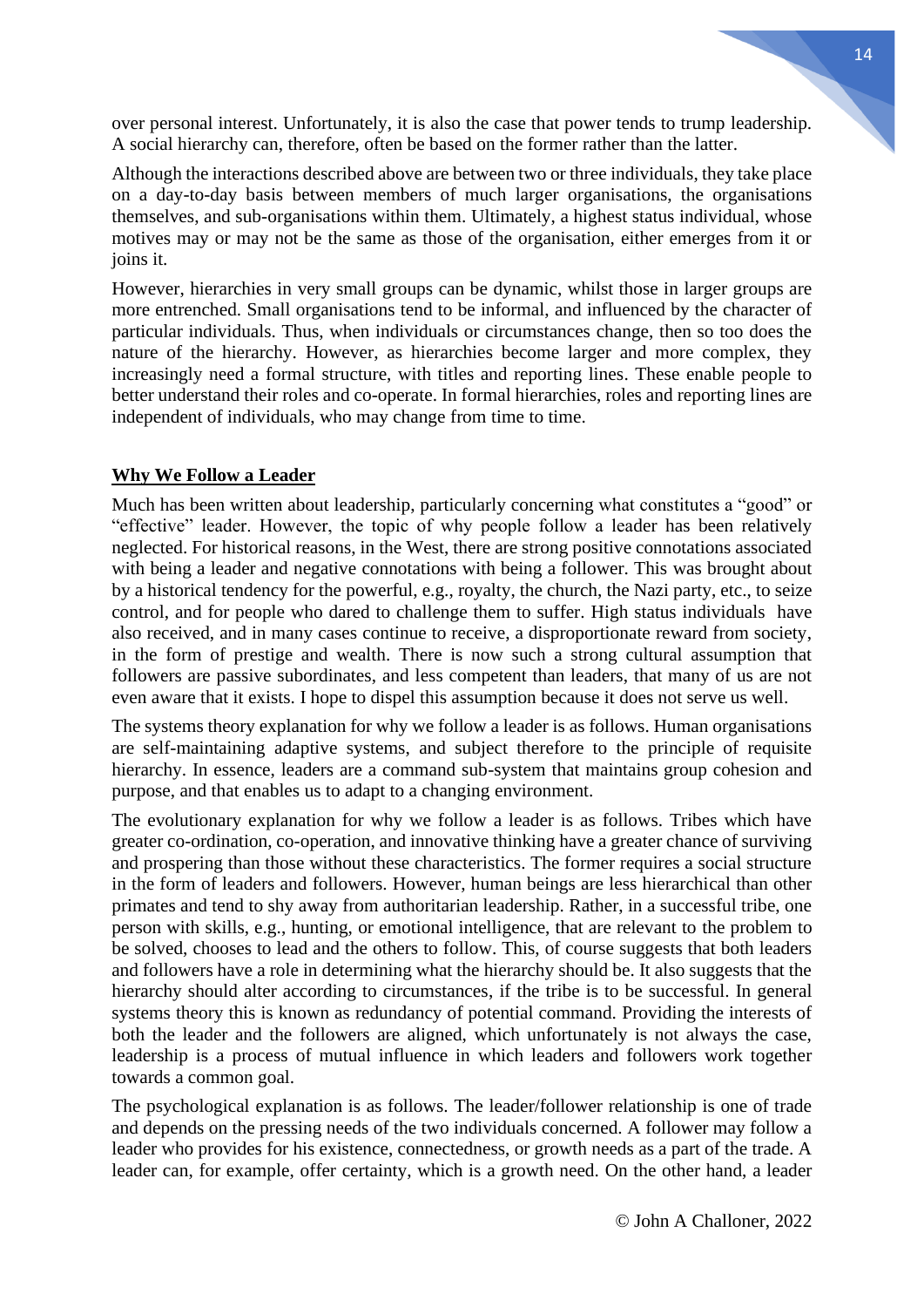over personal interest. Unfortunately, it is also the case that power tends to trump leadership. A social hierarchy can, therefore, often be based on the former rather than the latter.

Although the interactions described above are between two or three individuals, they take place on a day-to-day basis between members of much larger organisations, the organisations themselves, and sub-organisations within them. Ultimately, a highest status individual, whose motives may or may not be the same as those of the organisation, either emerges from it or joins it.

However, hierarchies in very small groups can be dynamic, whilst those in larger groups are more entrenched. Small organisations tend to be informal, and influenced by the character of particular individuals. Thus, when individuals or circumstances change, then so too does the nature of the hierarchy. However, as hierarchies become larger and more complex, they increasingly need a formal structure, with titles and reporting lines. These enable people to better understand their roles and co-operate. In formal hierarchies, roles and reporting lines are independent of individuals, who may change from time to time.

## Why We Follow a Leader

Much has been written about leadership, particularly concerning what constitutes a "good" or "effective" leader. However, the topic of why people follow a leader has been relatively neglected. For historical reasons, in the West, there are strong positive connotations associated with being a leader and negative connotations with being a follower. This was brought about by a historical tendency for the powerful, e.g., royalty, the church, the Nazi party, etc., to seize control, and for people who dared to challenge them to suffer. High status individuals have also received, and in many cases continue to receive, a disproportionate reward from society, in the form of prestige and wealth. There is now such a strong cultural assumption that followers are passive subordinates, and less competent than leaders, that many of us are not even aware that it exists. I hope to dispel this assumption because it does not serve us well.

The systems theory explanation for why we follow a leader is as follows. Human organisations are self-maintaining adaptive systems, and subject therefore to the principle of requisite hierarchy. In essence, leaders are a command sub-system that maintains group cohesion and purpose, and that enables us to adapt to a changing environment.

The evolutionary explanation for why we follow a leader is as follows. Tribes which have greater co-ordination, co-operation, and innovative thinking have a greater chance of surviving and prospering than those without these characteristics. The former requires a social structure in the form of leaders and followers. However, human beings are less hierarchical than other primates and tend to shy away from authoritarian leadership. Rather, in a successful tribe, one person with skills, e.g., hunting, or emotional intelligence, that are relevant to the problem to be solved, chooses to lead and the others to follow. This, of course suggests that both leaders and followers have a role in determining what the hierarchy should be. It also suggests that the hierarchy should alter according to circumstances, if the tribe is to be successful. In general systems theory this is known as redundancy of potential command. Providing the interests of both the leader and the followers are aligned, which unfortunately is not always the case, leadership is a process of mutual influence in which leaders and followers work together towards a common goal.

The psychological explanation is as follows. The leader/follower relationship is one of trade and depends on the pressing needs of the two individuals concerned. A follower may follow a leader who provides for his existence, connectedness, or growth needs as a part of the trade. A leader can, for example, offer certainty, which is a growth need. On the other hand, a leader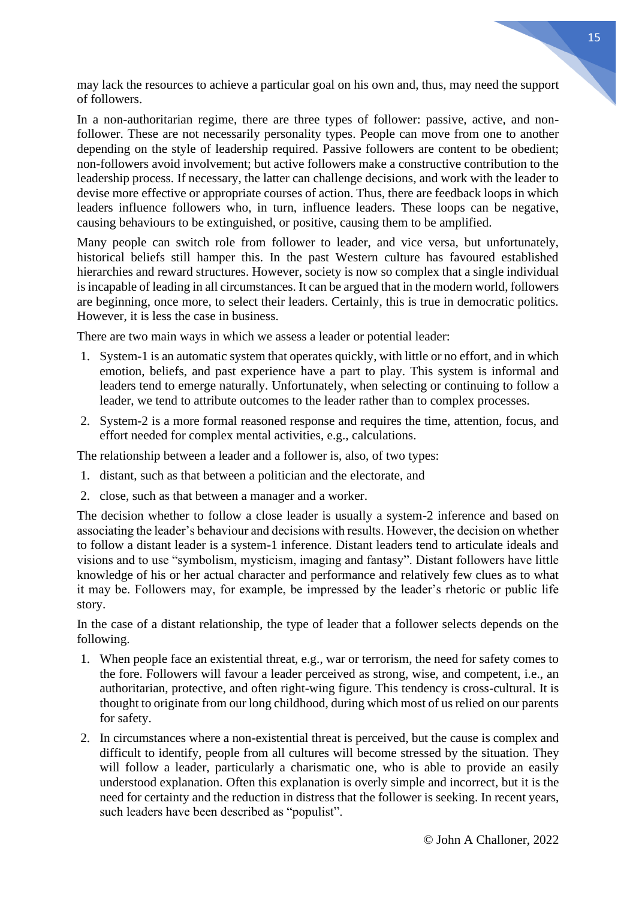may lack the resources to achieve a particular goal on his own and, thus, may need the support of followers.

In a non-authoritarian regime, there are three types of follower: passive, active, and non-follower. These are not necessarily personality types. People can move from one to another depending on the style of leadership required. Passive followers are content to be obedient; non-followers avoid involvement; but active followers make a constructive contribution to the leadership process. If necessary, the latter can challenge decisions, and work with the leader to devise more effective or appropriate courses of action. Thus, there are feedback loops in which leaders influence followers who, in turn, influence leaders. These loops can be negative, causing behaviours to be extinguished, or positive, causing them to be amplified.

Many people can switch role from follower to leader, and vice versa, but unfortunately, historical beliefs still hamper this. In the past Western culture has favoured established hierarchies and reward structures. However, society is now so complex that a single individual is incapable of leading in all circumstances. It can be argued that in the modern world, followers are beginning, once more, to select their leaders. Certainly, this is true in democratic politics. However, it is less the case in business.

There are two main ways in which we assess a leader or potential leader:

1. System-1 is an automatic system that operates quickly, with little or no effort, and in which emotion, beliefs, and past experience have a part to play. This system is informal and leaders tend to emerge naturally. Unfortunately, when selecting or continuing to follow a leader, we tend to attribute outcomes to the leader rather than to complex processes.
2. System-2 is a more formal reasoned response and requires the time, attention, focus, and effort needed for complex mental activities, e.g., calculations.

The relationship between a leader and a follower is, also, of two types:

1. distant, such as that between a politician and the electorate, and
2. close, such as that between a manager and a worker.

The decision whether to follow a close leader is usually a system-2 inference and based on associating the leader's behaviour and decisions with results. However, the decision on whether to follow a distant leader is a system-1 inference. Distant leaders tend to articulate ideals and visions and to use "symbolism, mysticism, imaging and fantasy". Distant followers have little knowledge of his or her actual character and performance and relatively few clues as to what it may be. Followers may, for example, be impressed by the leader's rhetoric or public life story.

In the case of a distant relationship, the type of leader that a follower selects depends on the following.

1. When people face an existential threat, e.g., war or terrorism, the need for safety comes to the fore. Followers will favour a leader perceived as strong, wise, and competent, i.e., an authoritarian, protective, and often right-wing figure. This tendency is cross-cultural. It is thought to originate from our long childhood, during which most of us relied on our parents for safety.
2. In circumstances where a non-existential threat is perceived, but the cause is complex and difficult to identify, people from all cultures will become stressed by the situation. They will follow a leader, particularly a charismatic one, who is able to provide an easily understood explanation. Often this explanation is overly simple and incorrect, but it is the need for certainty and the reduction in distress that the follower is seeking. In recent years, such leaders have been described as "populist".

© John A Challoner, 2022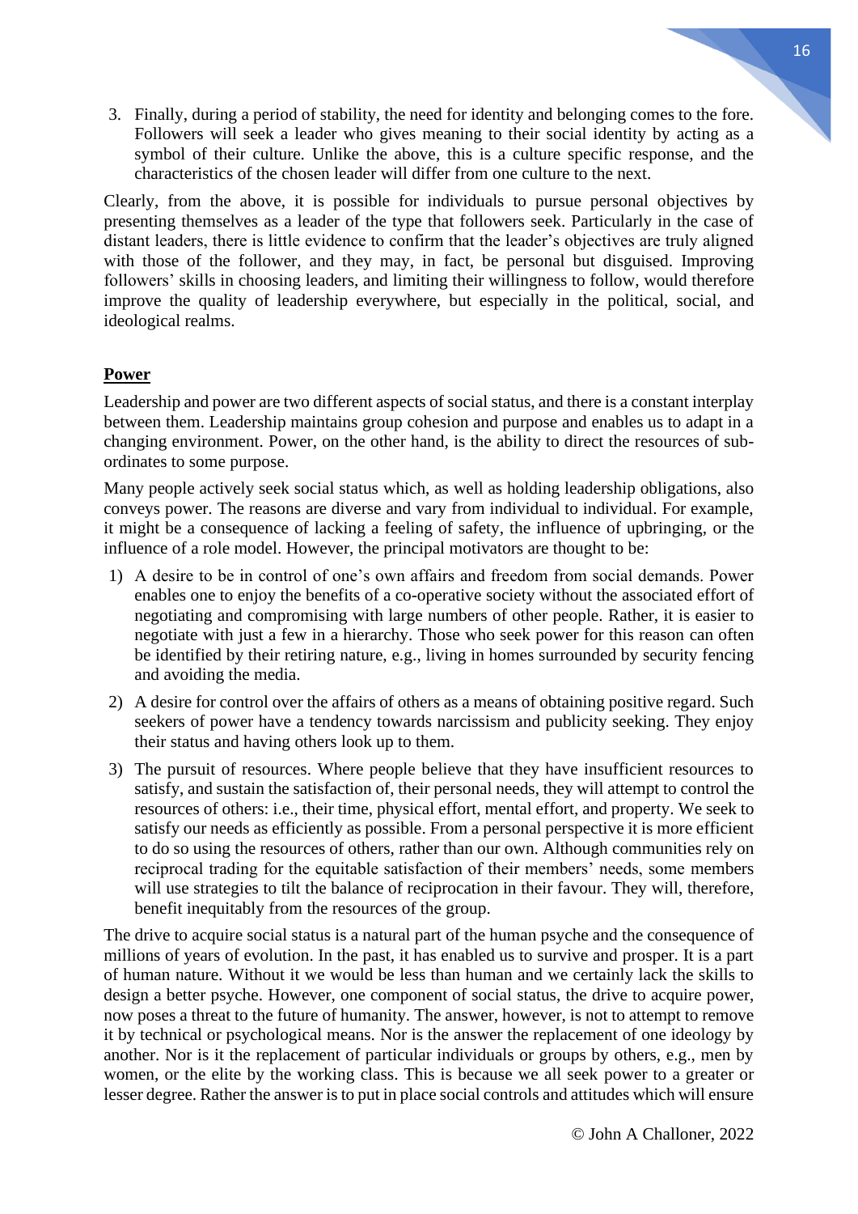3. Finally, during a period of stability, the need for identity and belonging comes to the fore. Followers will seek a leader who gives meaning to their social identity by acting as a symbol of their culture. Unlike the above, this is a culture specific response, and the characteristics of the chosen leader will differ from one culture to the next.

Clearly, from the above, it is possible for individuals to pursue personal objectives by presenting themselves as a leader of the type that followers seek. Particularly in the case of distant leaders, there is little evidence to confirm that the leader's objectives are truly aligned with those of the follower, and they may, in fact, be personal but disguised. Improving followers' skills in choosing leaders, and limiting their willingness to follow, would therefore improve the quality of leadership everywhere, but especially in the political, social, and ideological realms.

## Power

Leadership and power are two different aspects of social status, and there is a constant interplay between them. Leadership maintains group cohesion and purpose and enables us to adapt in a changing environment. Power, on the other hand, is the ability to direct the resources of sub-ordinates to some purpose.

Many people actively seek social status which, as well as holding leadership obligations, also conveys power. The reasons are diverse and vary from individual to individual. For example, it might be a consequence of lacking a feeling of safety, the influence of upbringing, or the influence of a role model. However, the principal motivators are thought to be:

1) A desire to be in control of one's own affairs and freedom from social demands. Power enables one to enjoy the benefits of a co-operative society without the associated effort of negotiating and compromising with large numbers of other people. Rather, it is easier to negotiate with just a few in a hierarchy. Those who seek power for this reason can often be identified by their retiring nature, e.g., living in homes surrounded by security fencing and avoiding the media.
2) A desire for control over the affairs of others as a means of obtaining positive regard. Such seekers of power have a tendency towards narcissism and publicity seeking. They enjoy their status and having others look up to them.
3) The pursuit of resources. Where people believe that they have insufficient resources to satisfy, and sustain the satisfaction of, their personal needs, they will attempt to control the resources of others: i.e., their time, physical effort, mental effort, and property. We seek to satisfy our needs as efficiently as possible. From a personal perspective it is more efficient to do so using the resources of others, rather than our own. Although communities rely on reciprocal trading for the equitable satisfaction of their members' needs, some members will use strategies to tilt the balance of reciprocation in their favour. They will, therefore, benefit inequitably from the resources of the group.

The drive to acquire social status is a natural part of the human psyche and the consequence of millions of years of evolution. In the past, it has enabled us to survive and prosper. It is a part of human nature. Without it we would be less than human and we certainly lack the skills to design a better psyche. However, one component of social status, the drive to acquire power, now poses a threat to the future of humanity. The answer, however, is not to attempt to remove it by technical or psychological means. Nor is the answer the replacement of one ideology by another. Nor is it the replacement of particular individuals or groups by others, e.g., men by women, or the elite by the working class. This is because we all seek power to a greater or lesser degree. Rather the answer is to put in place social controls and attitudes which will ensure

© John A Challoner, 2022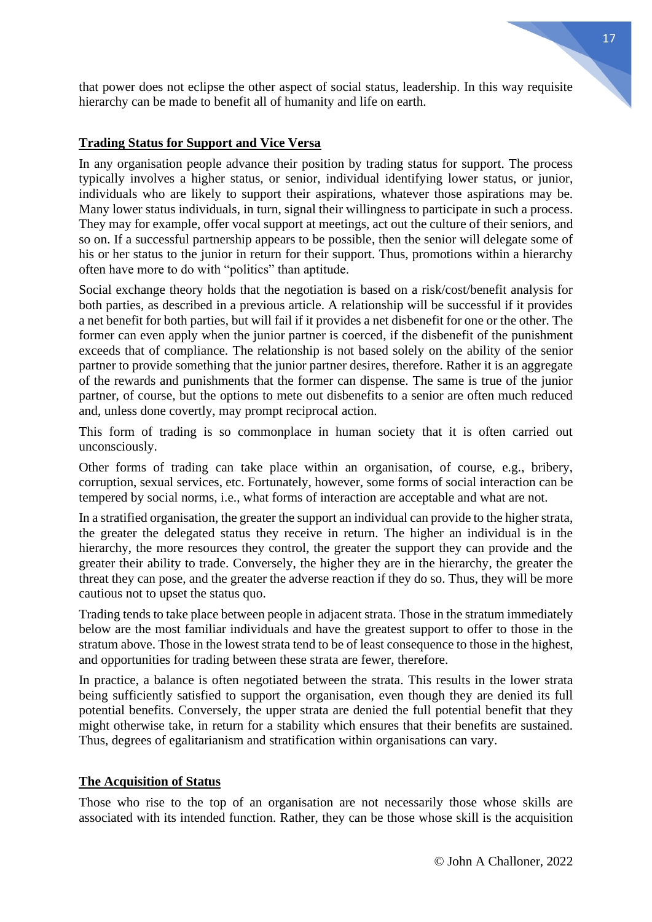that power does not eclipse the other aspect of social status, leadership. In this way requisite hierarchy can be made to benefit all of humanity and life on earth.

## Trading Status for Support and Vice Versa

In any organisation people advance their position by trading status for support. The process typically involves a higher status, or senior, individual identifying lower status, or junior, individuals who are likely to support their aspirations, whatever those aspirations may be. Many lower status individuals, in turn, signal their willingness to participate in such a process. They may for example, offer vocal support at meetings, act out the culture of their seniors, and so on. If a successful partnership appears to be possible, then the senior will delegate some of his or her status to the junior in return for their support. Thus, promotions within a hierarchy often have more to do with "politics" than aptitude.

Social exchange theory holds that the negotiation is based on a risk/cost/benefit analysis for both parties, as described in a previous article. A relationship will be successful if it provides a net benefit for both parties, but will fail if it provides a net disbenefit for one or the other. The former can even apply when the junior partner is coerced, if the disbenefit of the punishment exceeds that of compliance. The relationship is not based solely on the ability of the senior partner to provide something that the junior partner desires, therefore. Rather it is an aggregate of the rewards and punishments that the former can dispense. The same is true of the junior partner, of course, but the options to mete out disbenefits to a senior are often much reduced and, unless done covertly, may prompt reciprocal action.

This form of trading is so commonplace in human society that it is often carried out unconsciously.

Other forms of trading can take place within an organisation, of course, e.g., bribery, corruption, sexual services, etc. Fortunately, however, some forms of social interaction can be tempered by social norms, i.e., what forms of interaction are acceptable and what are not.

In a stratified organisation, the greater the support an individual can provide to the higher strata, the greater the delegated status they receive in return. The higher an individual is in the hierarchy, the more resources they control, the greater the support they can provide and the greater their ability to trade. Conversely, the higher they are in the hierarchy, the greater the threat they can pose, and the greater the adverse reaction if they do so. Thus, they will be more cautious not to upset the status quo.

Trading tends to take place between people in adjacent strata. Those in the stratum immediately below are the most familiar individuals and have the greatest support to offer to those in the stratum above. Those in the lowest strata tend to be of least consequence to those in the highest, and opportunities for trading between these strata are fewer, therefore.

In practice, a balance is often negotiated between the strata. This results in the lower strata being sufficiently satisfied to support the organisation, even though they are denied its full potential benefits. Conversely, the upper strata are denied the full potential benefit that they might otherwise take, in return for a stability which ensures that their benefits are sustained. Thus, degrees of egalitarianism and stratification within organisations can vary.

## The Acquisition of Status

Those who rise to the top of an organisation are not necessarily those whose skills are associated with its intended function. Rather, they can be those whose skill is the acquisition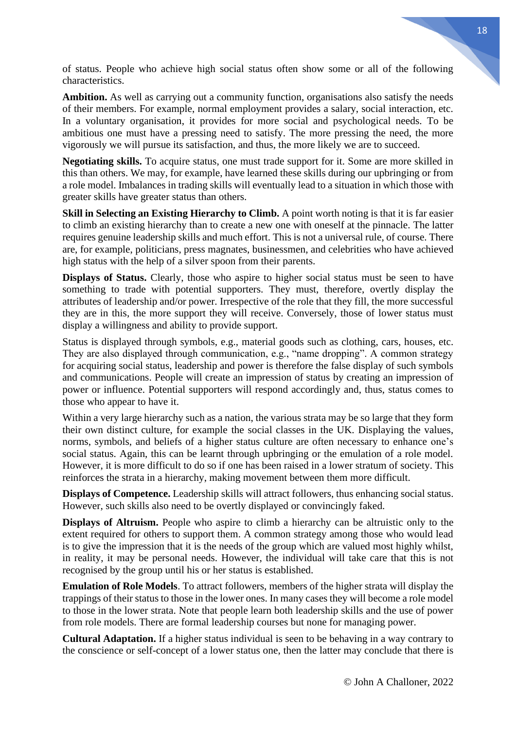of status. People who achieve high social status often show some or all of the following characteristics.

**Ambition.** As well as carrying out a community function, organisations also satisfy the needs of their members. For example, normal employment provides a salary, social interaction, etc. In a voluntary organisation, it provides for more social and psychological needs. To be ambitious one must have a pressing need to satisfy. The more pressing the need, the more vigorously we will pursue its satisfaction, and thus, the more likely we are to succeed.

**Negotiating skills.** To acquire status, one must trade support for it. Some are more skilled in this than others. We may, for example, have learned these skills during our upbringing or from a role model. Imbalances in trading skills will eventually lead to a situation in which those with greater skills have greater status than others.

**Skill in Selecting an Existing Hierarchy to Climb.** A point worth noting is that it is far easier to climb an existing hierarchy than to create a new one with oneself at the pinnacle. The latter requires genuine leadership skills and much effort. This is not a universal rule, of course. There are, for example, politicians, press magnates, businessmen, and celebrities who have achieved high status with the help of a silver spoon from their parents.

**Displays of Status.** Clearly, those who aspire to higher social status must be seen to have something to trade with potential supporters. They must, therefore, overtly display the attributes of leadership and/or power. Irrespective of the role that they fill, the more successful they are in this, the more support they will receive. Conversely, those of lower status must display a willingness and ability to provide support.

Status is displayed through symbols, e.g., material goods such as clothing, cars, houses, etc. They are also displayed through communication, e.g., "name dropping". A common strategy for acquiring social status, leadership and power is therefore the false display of such symbols and communications. People will create an impression of status by creating an impression of power or influence. Potential supporters will respond accordingly and, thus, status comes to those who appear to have it.

Within a very large hierarchy such as a nation, the various strata may be so large that they form their own distinct culture, for example the social classes in the UK. Displaying the values, norms, symbols, and beliefs of a higher status culture are often necessary to enhance one's social status. Again, this can be learnt through upbringing or the emulation of a role model. However, it is more difficult to do so if one has been raised in a lower stratum of society. This reinforces the strata in a hierarchy, making movement between them more difficult.

**Displays of Competence.** Leadership skills will attract followers, thus enhancing social status. However, such skills also need to be overtly displayed or convincingly faked.

**Displays of Altruism.** People who aspire to climb a hierarchy can be altruistic only to the extent required for others to support them. A common strategy among those who would lead is to give the impression that it is the needs of the group which are valued most highly whilst, in reality, it may be personal needs. However, the individual will take care that this is not recognised by the group until his or her status is established.

**Emulation of Role Models**. To attract followers, members of the higher strata will display the trappings of their status to those in the lower ones. In many cases they will become a role model to those in the lower strata. Note that people learn both leadership skills and the use of power from role models. There are formal leadership courses but none for managing power.

**Cultural Adaptation.** If a higher status individual is seen to be behaving in a way contrary to the conscience or self-concept of a lower status one, then the latter may conclude that there is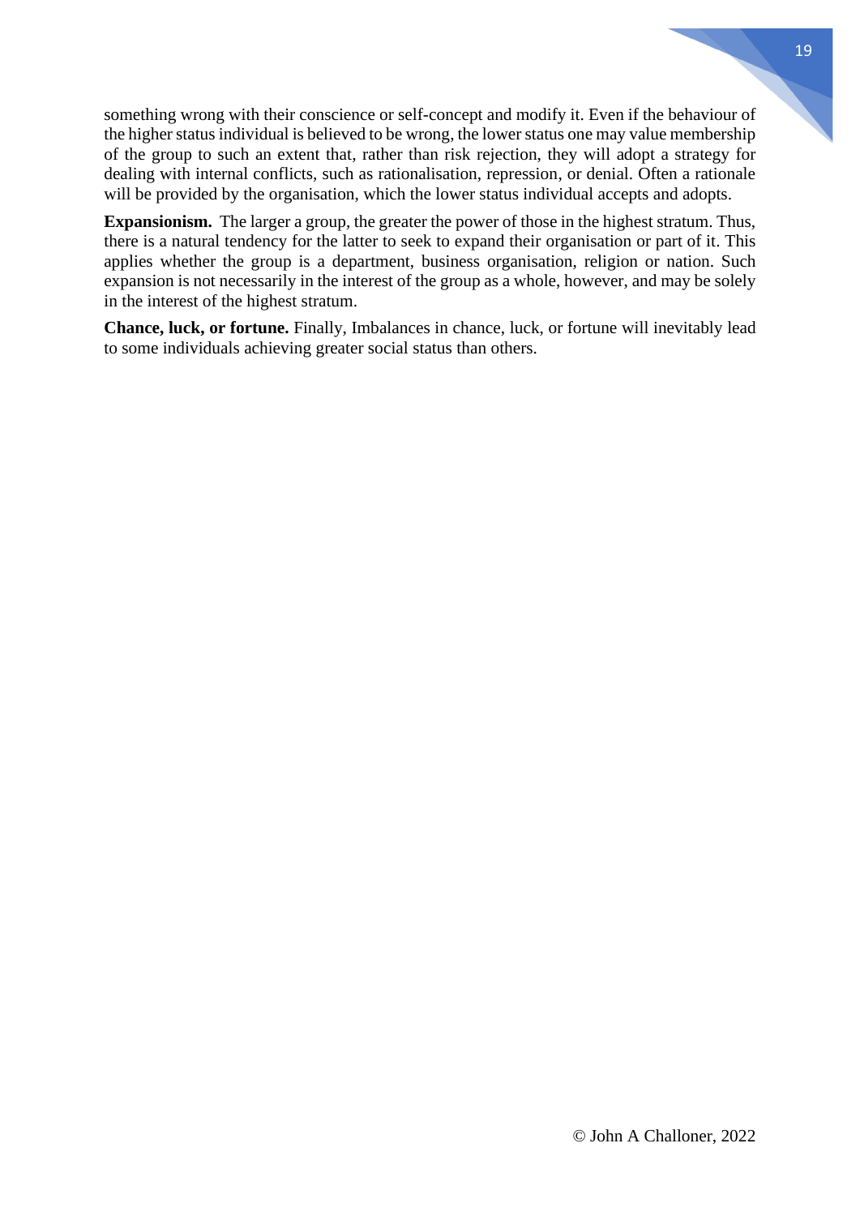something wrong with their conscience or self-concept and modify it. Even if the behaviour of the higher status individual is believed to be wrong, the lower status one may value membership of the group to such an extent that, rather than risk rejection, they will adopt a strategy for dealing with internal conflicts, such as rationalisation, repression, or denial. Often a rationale will be provided by the organisation, which the lower status individual accepts and adopts.

**Expansionism.** The larger a group, the greater the power of those in the highest stratum. Thus, there is a natural tendency for the latter to seek to expand their organisation or part of it. This applies whether the group is a department, business organisation, religion or nation. Such expansion is not necessarily in the interest of the group as a whole, however, and may be solely in the interest of the highest stratum.

**Chance, luck, or fortune.** Finally, Imbalances in chance, luck, or fortune will inevitably lead to some individuals achieving greater social status than others.

© John A Challoner, 2022